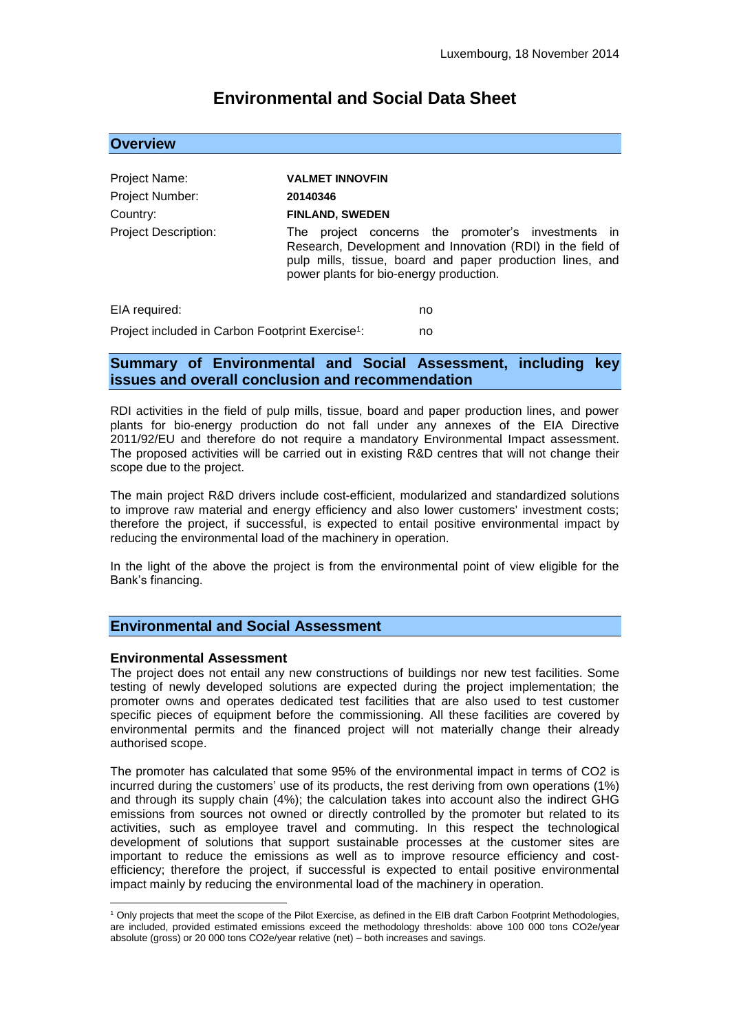Luxembourg, 18 November 2014

# Environmental and Social Data Sheet

## Overview

| | |
|---|---|
| Project Name: | **VALMET INNOVFIN** |
| Project Number: | **20140346** |
| Country: | **FINLAND, SWEDEN** |
| Project Description: | The project concerns the promoter's investments in Research, Development and Innovation (RDI) in the field of pulp mills, tissue, board and paper production lines, and power plants for bio-energy production. |

| | |
|---|---|
| EIA required: | no |
| Project included in Carbon Footprint Exercise[1]: | no |

## Summary of Environmental and Social Assessment, including key issues and overall conclusion and recommendation

RDI activities in the field of pulp mills, tissue, board and paper production lines, and power plants for bio-energy production do not fall under any annexes of the EIA Directive 2011/92/EU and therefore do not require a mandatory Environmental Impact assessment. The proposed activities will be carried out in existing R&D centres that will not change their scope due to the project.

The main project R&D drivers include cost-efficient, modularized and standardized solutions to improve raw material and energy efficiency and also lower customers' investment costs; therefore the project, if successful, is expected to entail positive environmental impact by reducing the environmental load of the machinery in operation.

In the light of the above the project is from the environmental point of view eligible for the Bank's financing.

## Environmental and Social Assessment

### Environmental Assessment

The project does not entail any new constructions of buildings nor new test facilities. Some testing of newly developed solutions are expected during the project implementation; the promoter owns and operates dedicated test facilities that are also used to test customer specific pieces of equipment before the commissioning. All these facilities are covered by environmental permits and the financed project will not materially change their already authorised scope.

The promoter has calculated that some 95% of the environmental impact in terms of $CO_2$ is incurred during the customers' use of its products, the rest deriving from own operations (1%) and through its supply chain (4%); the calculation takes into account also the indirect GHG emissions from sources not owned or directly controlled by the promoter but related to its activities, such as employee travel and commuting. In this respect the technological development of solutions that support sustainable processes at the customer sites are important to reduce the emissions as well as to improve resource efficiency and cost-efficiency; therefore the project, if successful is expected to entail positive environmental impact mainly by reducing the environmental load of the machinery in operation.

---

[1] Only projects that meet the scope of the Pilot Exercise, as defined in the EIB draft Carbon Footprint Methodologies, are included, provided estimated emissions exceed the methodology thresholds: above 100 000 tons $CO_2e$/year absolute (gross) or 20 000 tons $CO_2e$/year relative (net) – both increases and savings.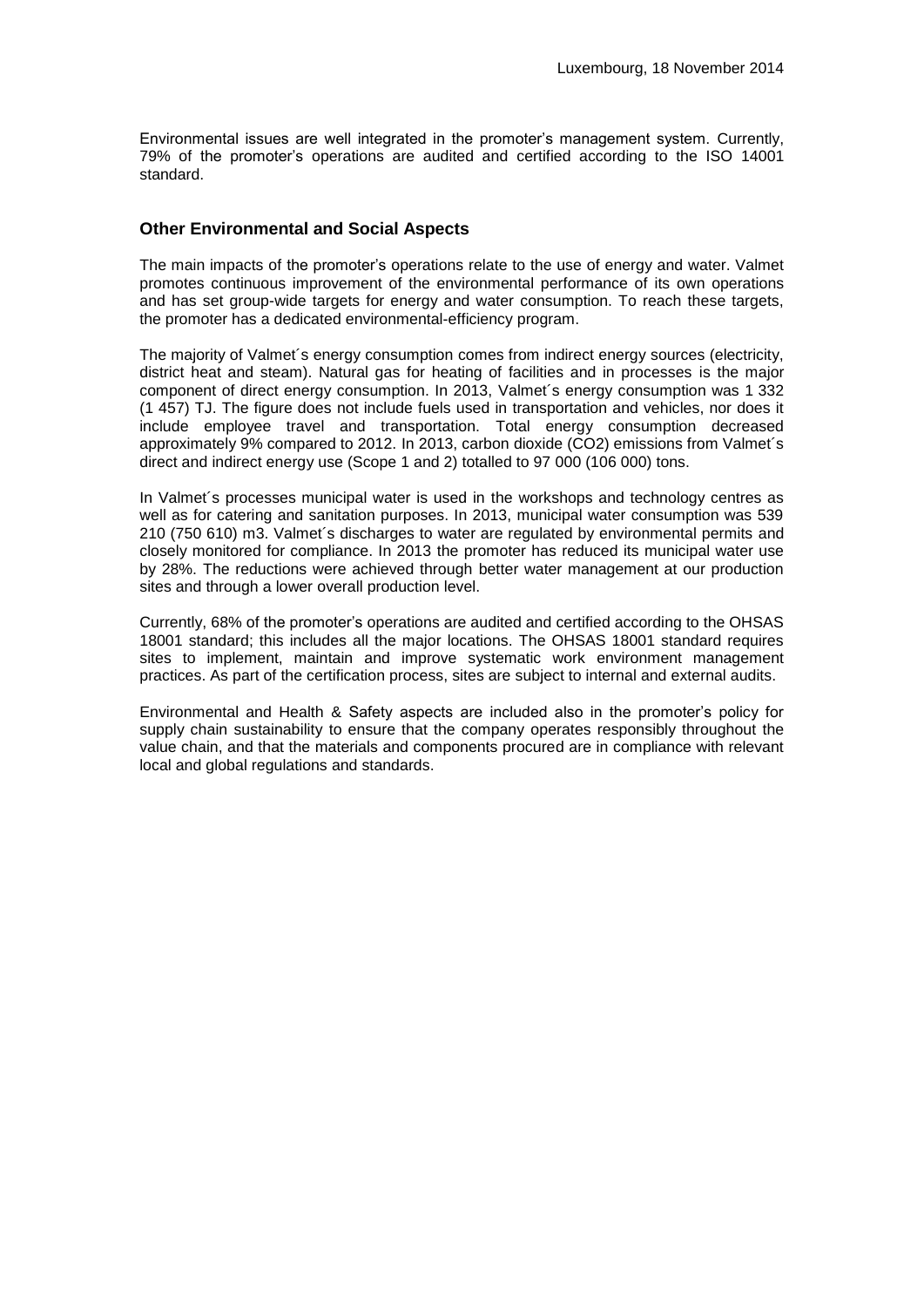Luxembourg, 18 November 2014

Environmental issues are well integrated in the promoter's management system. Currently, 79% of the promoter's operations are audited and certified according to the ISO 14001 standard.

### Other Environmental and Social Aspects

The main impacts of the promoter's operations relate to the use of energy and water. Valmet promotes continuous improvement of the environmental performance of its own operations and has set group-wide targets for energy and water consumption. To reach these targets, the promoter has a dedicated environmental-efficiency program.

The majority of Valmet´s energy consumption comes from indirect energy sources (electricity, district heat and steam). Natural gas for heating of facilities and in processes is the major component of direct energy consumption. In 2013, Valmet´s energy consumption was 1 332 (1 457) TJ. The figure does not include fuels used in transportation and vehicles, nor does it include employee travel and transportation. Total energy consumption decreased approximately 9% compared to 2012. In 2013, carbon dioxide ($CO_2$) emissions from Valmet´s direct and indirect energy use (Scope 1 and 2) totalled to 97 000 (106 000) tons.

In Valmet´s processes municipal water is used in the workshops and technology centres as well as for catering and sanitation purposes. In 2013, municipal water consumption was 539 210 (750 610) m3. Valmet´s discharges to water are regulated by environmental permits and closely monitored for compliance. In 2013 the promoter has reduced its municipal water use by 28%. The reductions were achieved through better water management at our production sites and through a lower overall production level.

Currently, 68% of the promoter's operations are audited and certified according to the OHSAS 18001 standard; this includes all the major locations. The OHSAS 18001 standard requires sites to implement, maintain and improve systematic work environment management practices. As part of the certification process, sites are subject to internal and external audits.

Environmental and Health & Safety aspects are included also in the promoter's policy for supply chain sustainability to ensure that the company operates responsibly throughout the value chain, and that the materials and components procured are in compliance with relevant local and global regulations and standards.